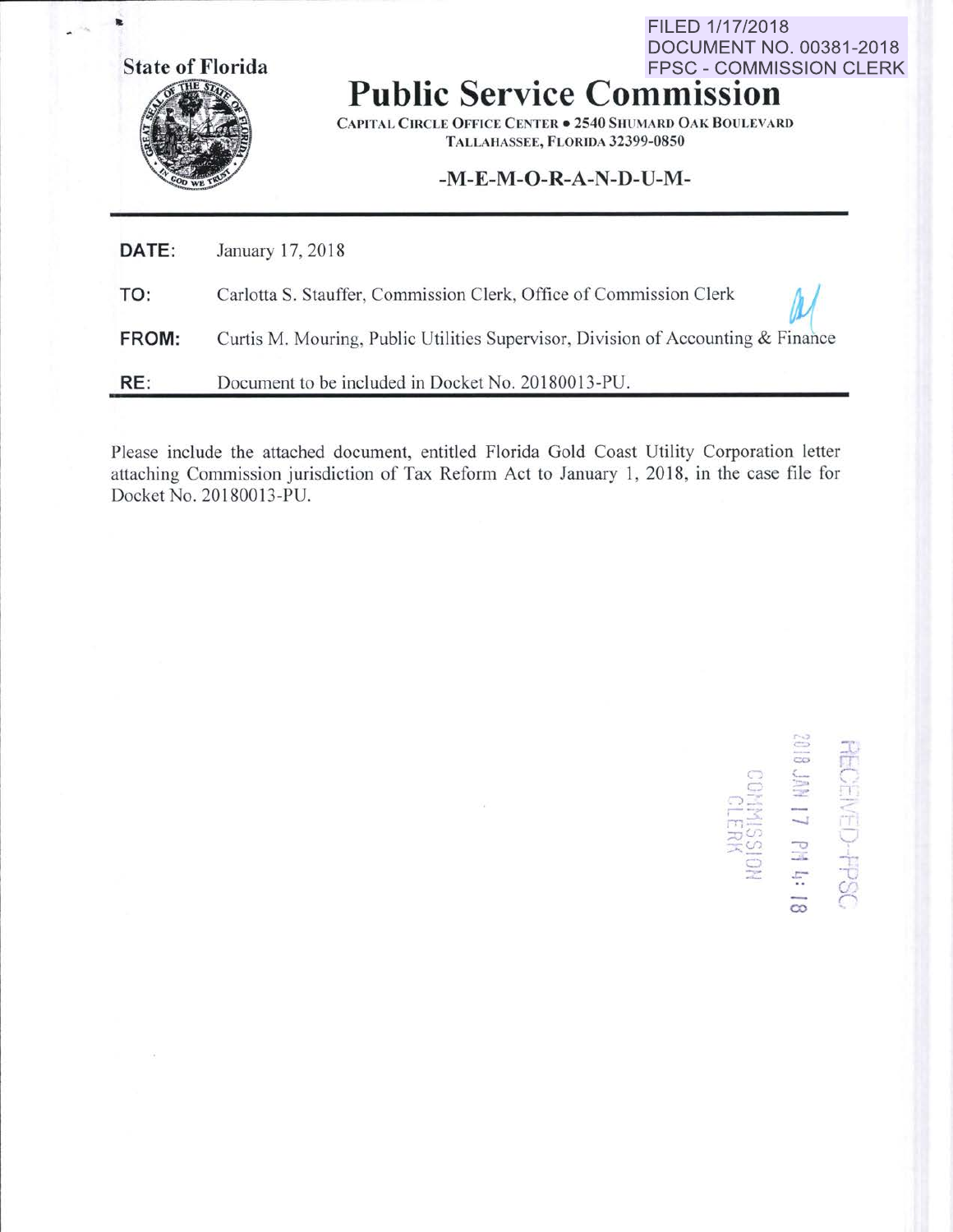FILED 1/17/2018
DOCUMENT NO. 00381-2018
FPSC - COMMISSION CLERK

**State of Florida**

# Public Service Commission

CAPITAL CIRCLE OFFICE CENTER • 2540 SHUMARD OAK BOULEVARD
TALLAHASSEE, FLORIDA 32399-0850

## -M-E-M-O-R-A-N-D-U-M-

**DATE:** January 17, 2018

**TO:** Carlotta S. Stauffer, Commission Clerk, Office of Commission Clerk

**FROM:** Curtis M. Mouring, Public Utilities Supervisor, Division of Accounting & Finance

**RE:** Document to be included in Docket No. 20180013-PU.

Please include the attached document, entitled Florida Gold Coast Utility Corporation letter attaching Commission jurisdiction of Tax Reform Act to January 1, 2018, in the case file for Docket No. 20180013-PU.

RECEIVED-FPSC
2018 JAN 17 PM 4:18
COMMISSION CLERK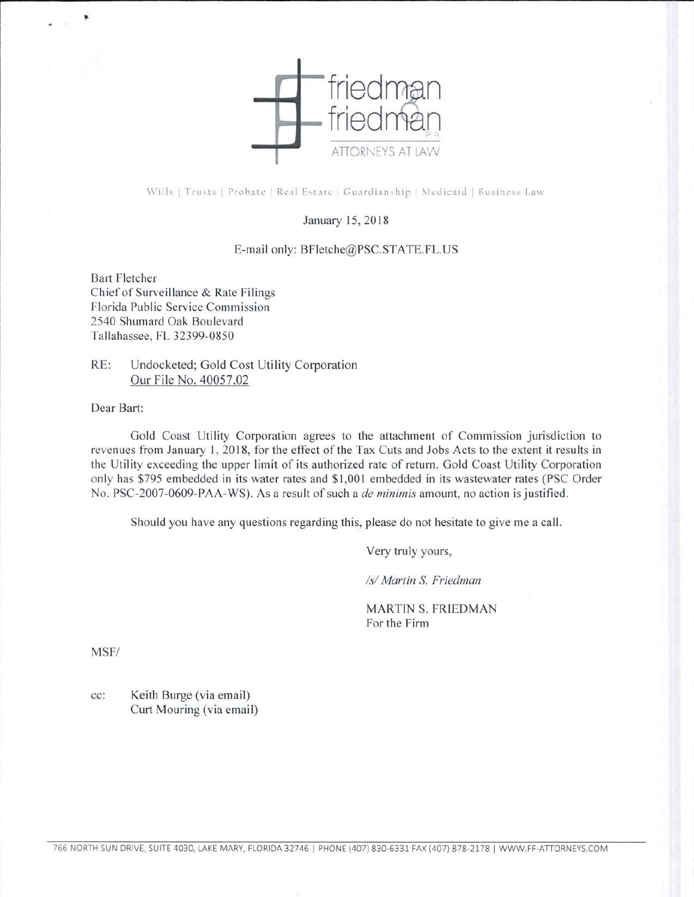friedman
friedman
P.A.
ATTORNEYS AT LAW

Wills | Trusts | Probate | Real Estate | Guardianship | Medicaid | Business Law

January 15, 2018

E-mail only: BFletche@PSC.STATE.FL.US

Bart Fletcher
Chief of Surveillance & Rate Filings
Florida Public Service Commission
2540 Shumard Oak Boulevard
Tallahassee, FL 32399-0850

RE: Undocketed; Gold Cost Utility Corporation
Our File No. 40057.02

Dear Bart:

Gold Coast Utility Corporation agrees to the attachment of Commission jurisdiction to revenues from January 1, 2018, for the effect of the Tax Cuts and Jobs Acts to the extent it results in the Utility exceeding the upper limit of its authorized rate of return. Gold Coast Utility Corporation only has $795 embedded in its water rates and $1,001 embedded in its wastewater rates (PSC Order No. PSC-2007-0609-PAA-WS). As a result of such a *de minimis* amount, no action is justified.

Should you have any questions regarding this, please do not hesitate to give me a call.

Very truly yours,

*/s/ Martin S. Friedman*

MARTIN S. FRIEDMAN
For the Firm

MSF/

cc: Keith Burge (via email)
Curt Mouring (via email)

766 NORTH SUN DRIVE, SUITE 4030, LAKE MARY, FLORIDA 32746 | PHONE (407) 830-6331 FAX (407) 878-2178 | WWW.FF-ATTORNEYS.COM